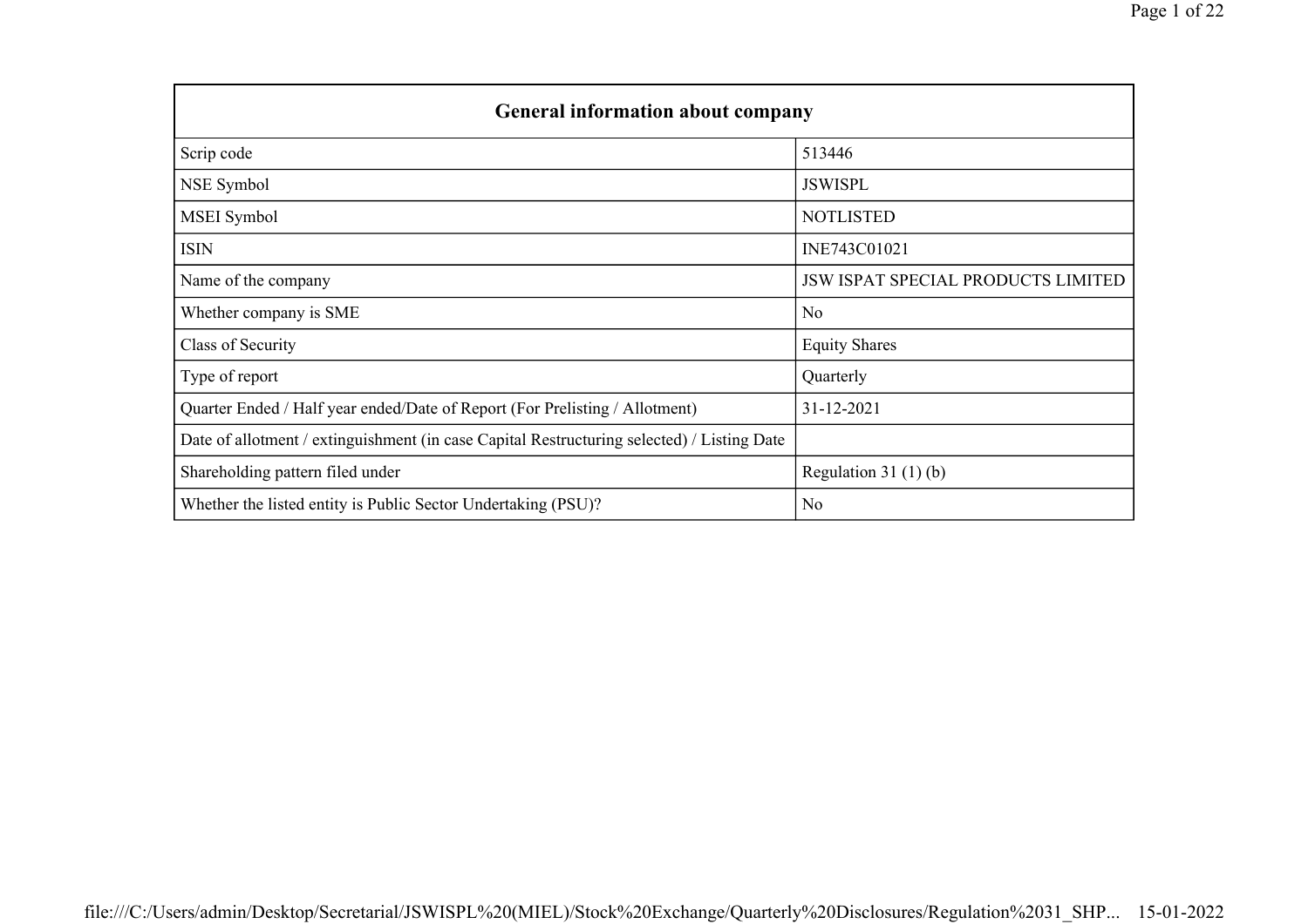| General information about company | |
|---|---|
| Scrip code | 513446 |
| NSE Symbol | JSWISPL |
| MSEI Symbol | NOTLISTED |
| ISIN | INE743C01021 |
| Name of the company | JSW ISPAT SPECIAL PRODUCTS LIMITED |
| Whether company is SME | No |
| Class of Security | Equity Shares |
| Type of report | Quarterly |
| Quarter Ended / Half year ended/Date of Report (For Prelisting / Allotment) | 31-12-2021 |
| Date of allotment / extinguishment (in case Capital Restructuring selected) / Listing Date | |
| Shareholding pattern filed under | Regulation 31 (1) (b) |
| Whether the listed entity is Public Sector Undertaking (PSU)? | No |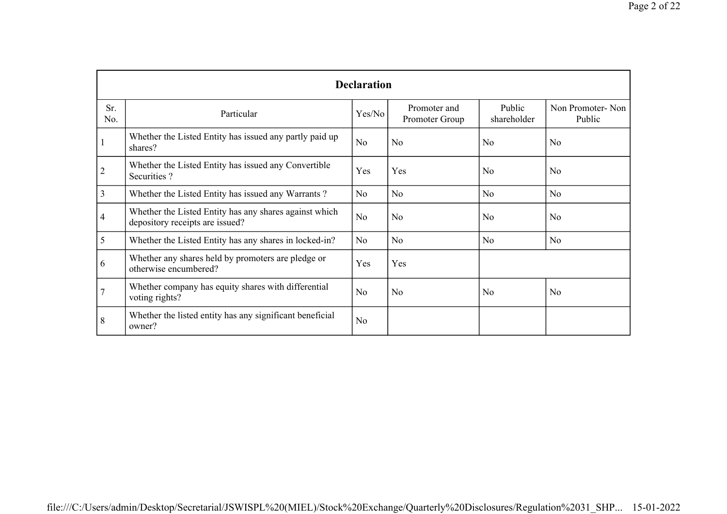| Declaration | | | | | |
|---|---|---|---|---|---|
| Sr. No. | Particular | Yes/No | Promoter and Promoter Group | Public shareholder | Non Promoter- Non Public |
| 1 | Whether the Listed Entity has issued any partly paid up shares? | No | No | No | No |
| 2 | Whether the Listed Entity has issued any Convertible Securities ? | Yes | Yes | No | No |
| 3 | Whether the Listed Entity has issued any Warrants ? | No | No | No | No |
| 4 | Whether the Listed Entity has any shares against which depository receipts are issued? | No | No | No | No |
| 5 | Whether the Listed Entity has any shares in locked-in? | No | No | No | No |
| 6 | Whether any shares held by promoters are pledge or otherwise encumbered? | Yes | Yes | | |
| 7 | Whether company has equity shares with differential voting rights? | No | No | No | No |
| 8 | Whether the listed entity has any significant beneficial owner? | No | | | |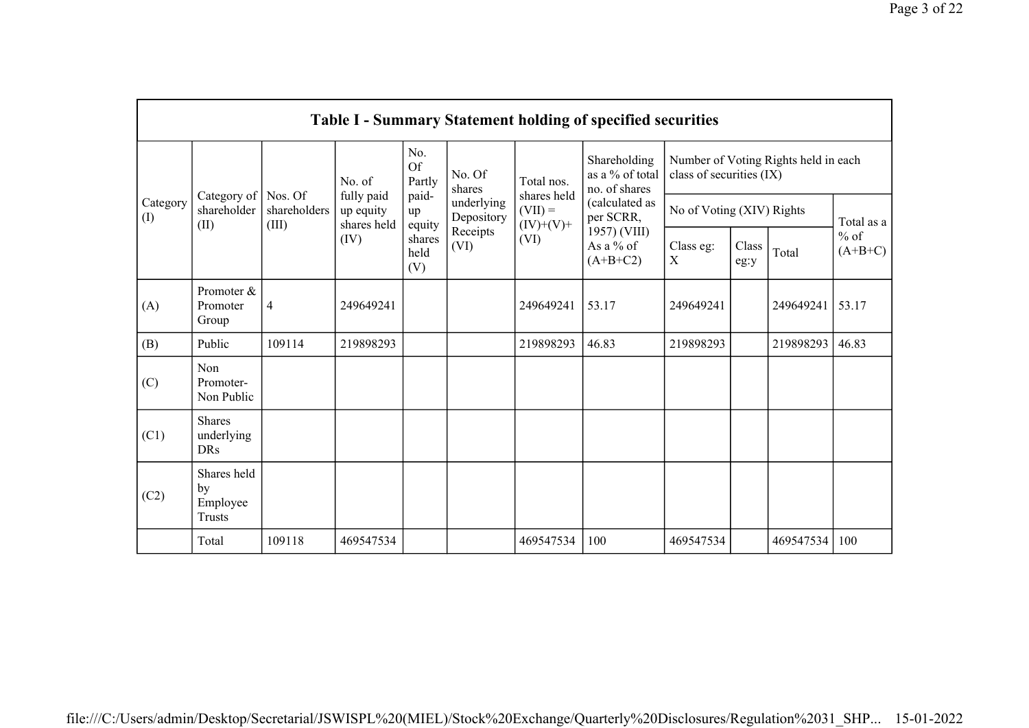## Table I - Summary Statement holding of specified securities

| Category (I) | Category of shareholder (II) | Nos. Of shareholders (III) | No. of fully paid up equity shares held (IV) | No. Of Partly paid-up equity shares held (V) | No. Of shares underlying Depository Receipts (VI) | Total nos. shares held (VII) = (IV)+(V)+ (VI) | Shareholding as a % of total no. of shares (calculated as per SCRR, 1957) (VIII) As a % of (A+B+C2) | Number of Voting Rights held in each class of securities (IX) | | | |
|---|---|---|---|---|---|---|---|---|---|---|---|
| | | | | | | | | No of Voting (XIV) Rights | | | Total as a % of (A+B+C) |
| | | | | | | | | Class eg: X | Class eg:y | Total | |
| (A) | Promoter & Promoter Group | 4 | 249649241 | | | 249649241 | 53.17 | 249649241 | | 249649241 | 53.17 |
| (B) | Public | 109114 | 219898293 | | | 219898293 | 46.83 | 219898293 | | 219898293 | 46.83 |
| (C) | Non Promoter- Non Public | | | | | | | | | | |
| (C1) | Shares underlying DRs | | | | | | | | | | |
| (C2) | Shares held by Employee Trusts | | | | | | | | | | |
| | Total | 109118 | 469547534 | | | 469547534 | 100 | 469547534 | | 469547534 | 100 |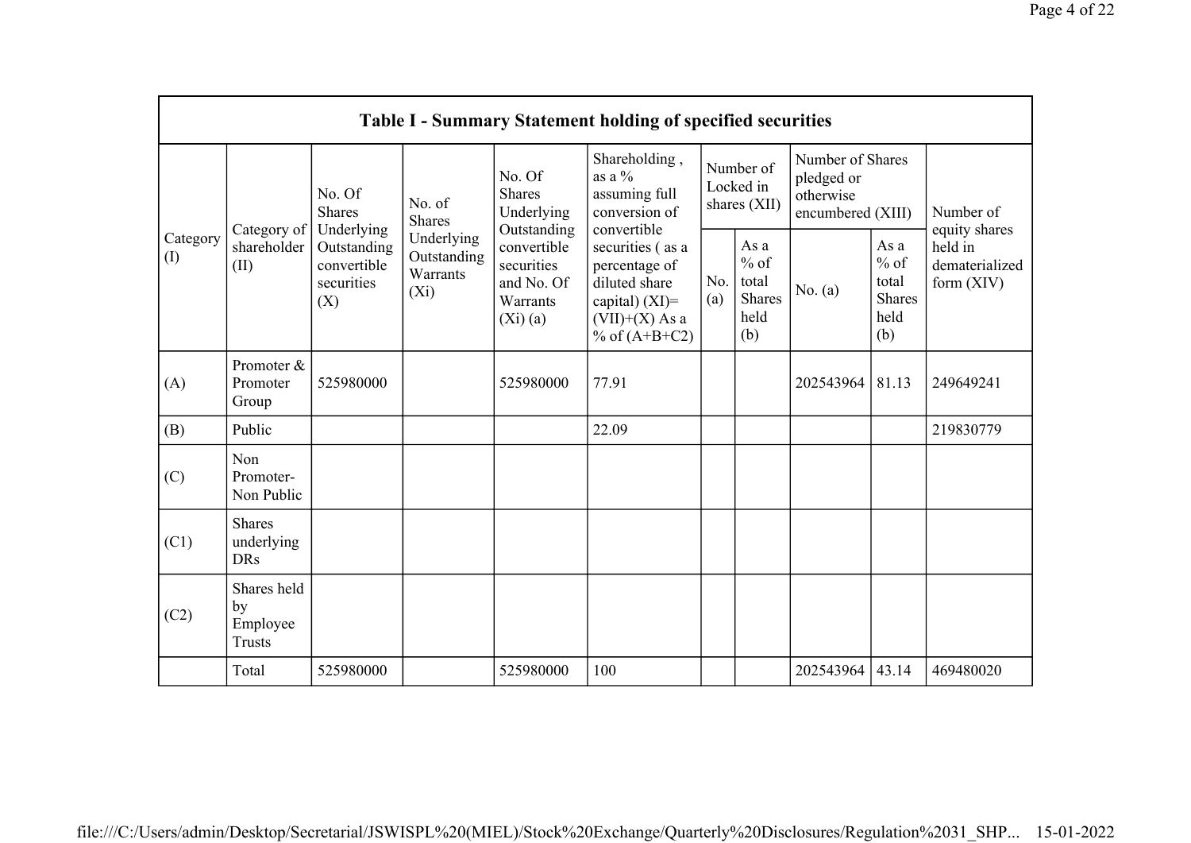| Table I - Summary Statement holding of specified securities | | | | | | | | | | | |
|---|---|---|---|---|---|---|---|---|---|---|---|
| Category (I) | Category of shareholder (II) | No. Of Shares Underlying Outstanding convertible securities (X) | No. of Shares Underlying Outstanding Warrants (Xi) | No. Of Shares Underlying Outstanding convertible securities and No. Of Warrants (Xi) (a) | Shareholding , as a % assuming full conversion of convertible securities ( as a percentage of diluted share capital) (XI)= (VII)+(X) As a % of (A+B+C2) | Number of Locked in shares (XII) | | Number of Shares pledged or otherwise encumbered (XIII) | | Number of equity shares held in dematerialized form (XIV) |
| | | | | | | No. (a) | As a % of total Shares held (b) | No. (a) | As a % of total Shares held (b) | |
| (A) | Promoter & Promoter Group | 525980000 | | 525980000 | 77.91 | | | 202543964 | 81.13 | 249649241 |
| (B) | Public | | | | 22.09 | | | | | 219830779 |
| (C) | Non Promoter- Non Public | | | | | | | | | |
| (C1) | Shares underlying DRs | | | | | | | | | |
| (C2) | Shares held by Employee Trusts | | | | | | | | | |
| | Total | 525980000 | | 525980000 | 100 | | | 202543964 | 43.14 | 469480020 |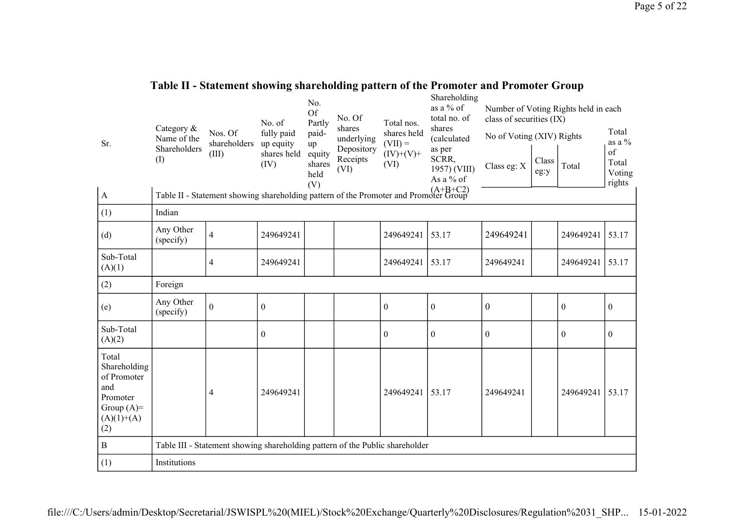## Table II - Statement showing shareholding pattern of the Promoter and Promoter Group

| Sr. | Category & Name of the Shareholders (I) | Nos. Of shareholders (III) | No. of fully paid up equity shares held (IV) | No. Of Partly paid-up equity shares held (V) | No. Of shares underlying Depository Receipts (VI) | Total nos. shares held (VII) = (IV)+(V)+ (VI) | Shareholding as a % of total no. of shares (calculated as per SCRR, 1957) (VIII) As a % of (A+B+C2) | Number of Voting Rights held in each class of securities (IX) | | | |
|---|---|---|---|---|---|---|---|---|---|---|---|
| | | | | | | | | No of Voting (XIV) Rights | | | Total as a % of Total Voting rights |
| | | | | | | | | Class eg: X | Class eg:y | Total | |
| A | Table II - Statement showing shareholding pattern of the Promoter and Promoter Group | | | | | | | | | | |
| (1) | Indian | | | | | | | | | | |
| (d) | Any Other (specify) | 4 | 249649241 | | | 249649241 | 53.17 | 249649241 | | 249649241 | 53.17 |
| Sub-Total (A)(1) | | 4 | 249649241 | | | 249649241 | 53.17 | 249649241 | | 249649241 | 53.17 |
| (2) | Foreign | | | | | | | | | | |
| (e) | Any Other (specify) | 0 | 0 | | | 0 | 0 | 0 | | 0 | 0 |
| Sub-Total (A)(2) | | | 0 | | | 0 | 0 | 0 | | 0 | 0 |
| Total Shareholding of Promoter and Promoter Group (A)= (A)(1)+(A)(2) | | 4 | 249649241 | | | 249649241 | 53.17 | 249649241 | | 249649241 | 53.17 |
| B | Table III - Statement showing shareholding pattern of the Public shareholder | | | | | | | | | | |
| (1) | Institutions | | | | | | | | | | |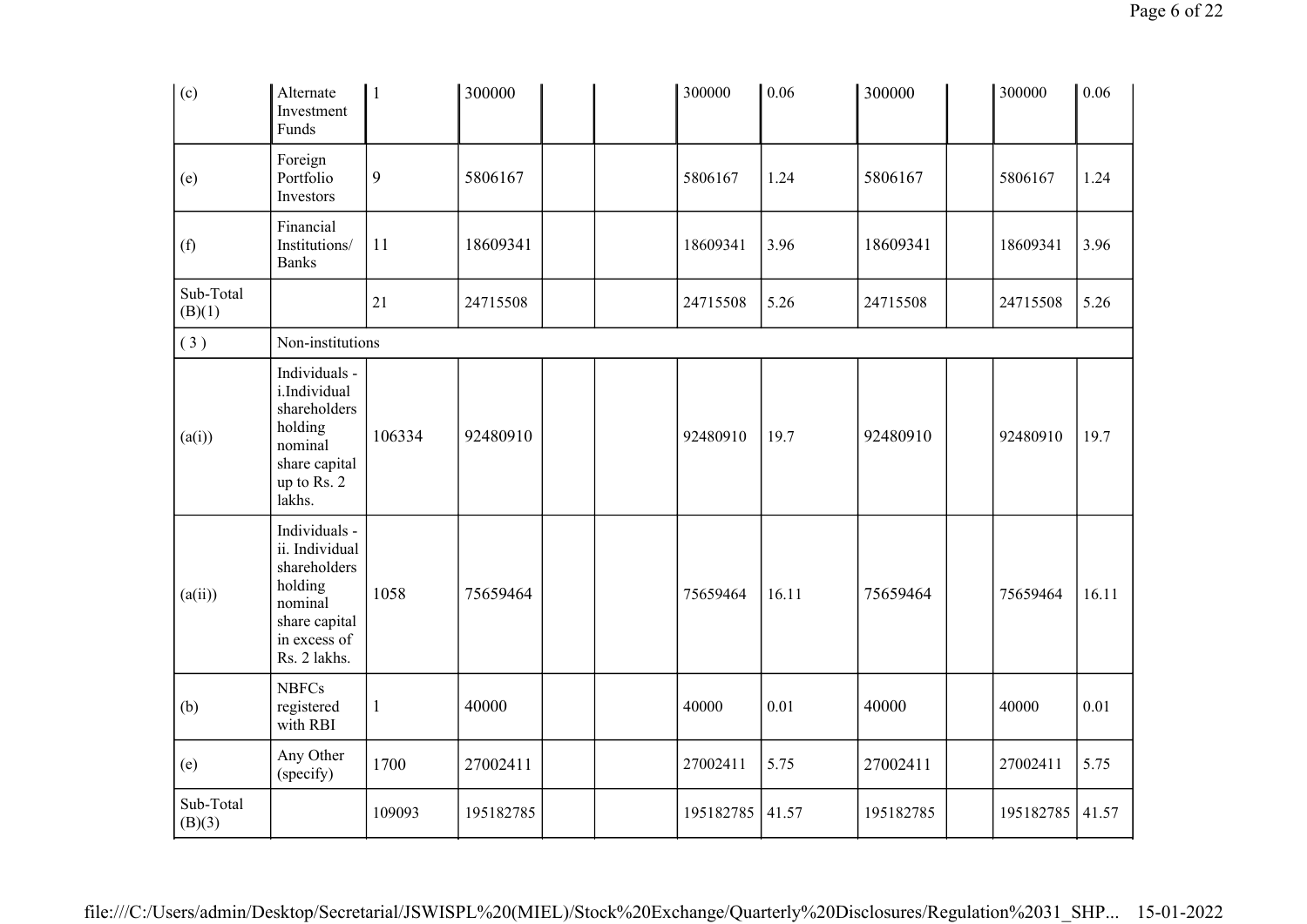| | | | | | | | | | | | |
|---|---|---|---|---|---|---|---|---|---|---|---|
| (c) | Alternate Investment Funds | 1 | 300000 | | | 300000 | 0.06 | 300000 | | 300000 | 0.06 |
| (e) | Foreign Portfolio Investors | 9 | 5806167 | | | 5806167 | 1.24 | 5806167 | | 5806167 | 1.24 |
| (f) | Financial Institutions/ Banks | 11 | 18609341 | | | 18609341 | 3.96 | 18609341 | | 18609341 | 3.96 |
| Sub-Total (B)(1) | | 21 | 24715508 | | | 24715508 | 5.26 | 24715508 | | 24715508 | 5.26 |
| ( 3 ) | Non-institutions | | | | | | | | | | |
| (a(i)) | Individuals - i.Individual shareholders holding nominal share capital up to Rs. 2 lakhs. | 106334 | 92480910 | | | 92480910 | 19.7 | 92480910 | | 92480910 | 19.7 |
| (a(ii)) | Individuals - ii. Individual shareholders holding nominal share capital in excess of Rs. 2 lakhs. | 1058 | 75659464 | | | 75659464 | 16.11 | 75659464 | | 75659464 | 16.11 |
| (b) | NBFCs registered with RBI | 1 | 40000 | | | 40000 | 0.01 | 40000 | | 40000 | 0.01 |
| (e) | Any Other (specify) | 1700 | 27002411 | | | 27002411 | 5.75 | 27002411 | | 27002411 | 5.75 |
| Sub-Total (B)(3) | | 109093 | 195182785 | | | 195182785 | 41.57 | 195182785 | | 195182785 | 41.57 |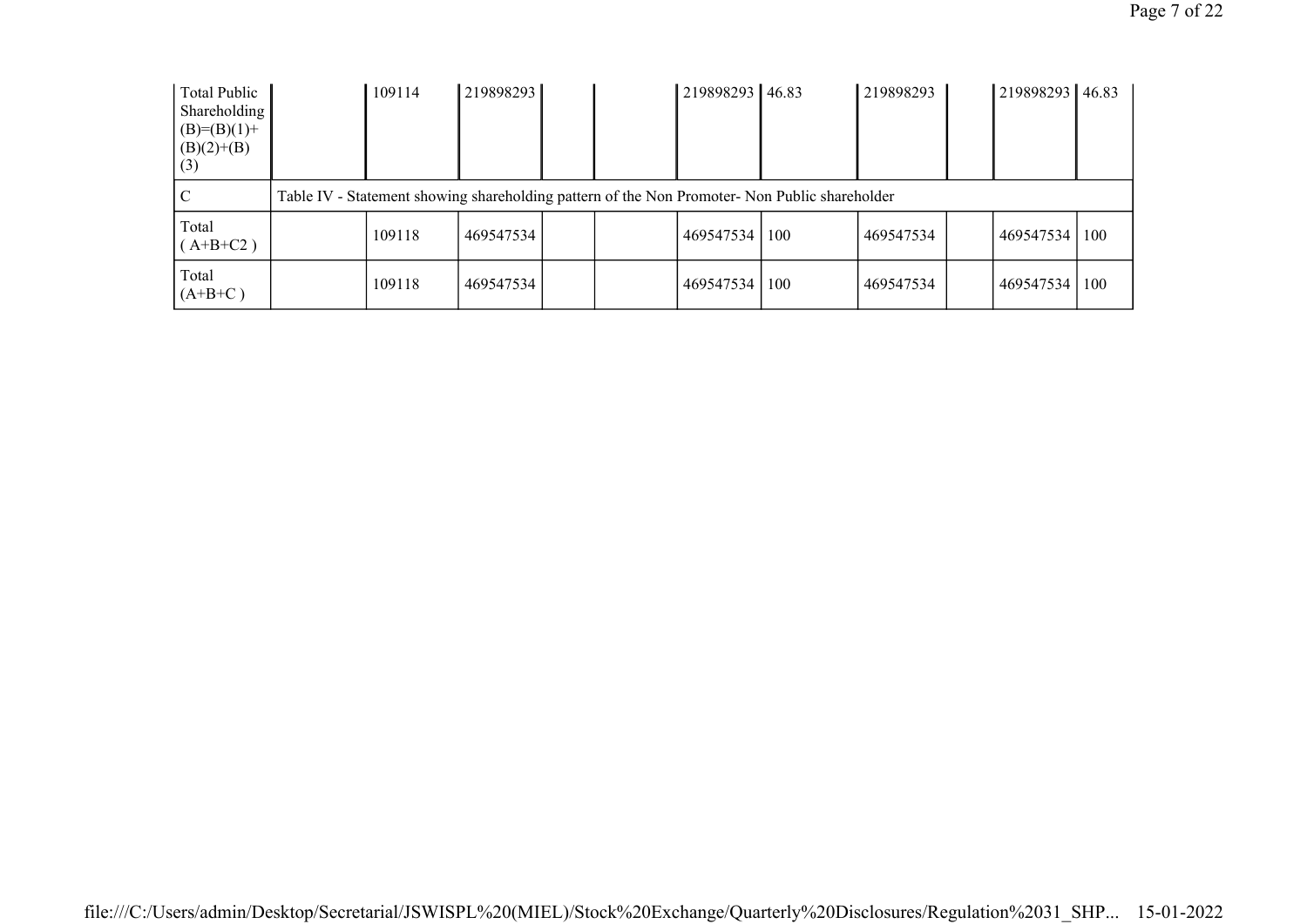| | | | | | | | | | | | |
|---|---|---|---|---|---|---|---|---|---|---|---|
| Total Public Shareholding (B)=(B)(1)+(B)(2)+(B)(3) | | 109114 | 219898293 | | | 219898293 | 46.83 | 219898293 | | 219898293 | 46.83 |
| C | Table IV - Statement showing shareholding pattern of the Non Promoter- Non Public shareholder | | | | | | | | | | |
| Total ( A+B+C2 ) | | 109118 | 469547534 | | | 469547534 | 100 | 469547534 | | 469547534 | 100 |
| Total (A+B+C ) | | 109118 | 469547534 | | | 469547534 | 100 | 469547534 | | 469547534 | 100 |

file:///C:/Users/admin/Desktop/Secretarial/JSWISPL%20(MIEL)/Stock%20Exchange/Quarterly%20Disclosures/Regulation%2031_SHP... 15-01-2022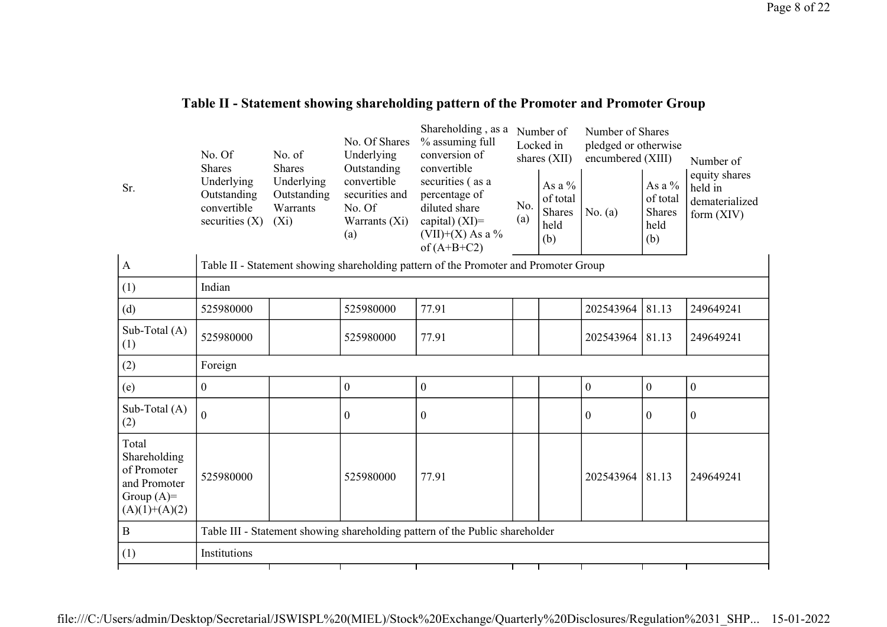# Table II - Statement showing shareholding pattern of the Promoter and Promoter Group

| Sr. | No. Of Shares Underlying Outstanding convertible securities (X) | No. of Shares Underlying Outstanding Warrants (Xi) | No. Of Shares Underlying Outstanding convertible securities and No. Of Warrants (Xi) (a) | Shareholding , as a % assuming full conversion of convertible securities ( as a percentage of diluted share capital) (XI)= (VII)+(X) As a % of (A+B+C2) | Number of Locked in shares (XII) | | Number of Shares pledged or otherwise encumbered (XIII) | | Number of equity shares held in dematerialized form (XIV) |
|---|---|---|---|---|---|---|---|---|---|
| | | | | | No. (a) | As a % of total Shares held (b) | No. (a) | As a % of total Shares held (b) | |
| A | Table II - Statement showing shareholding pattern of the Promoter and Promoter Group | | | | | | | | |
| (1) | Indian | | | | | | | | |
| (d) | 525980000 | | 525980000 | 77.91 | | | 202543964 | 81.13 | 249649241 |
| Sub-Total (A)(1) | 525980000 | | 525980000 | 77.91 | | | 202543964 | 81.13 | 249649241 |
| (2) | Foreign | | | | | | | | |
| (e) | 0 | | 0 | 0 | | | 0 | 0 | 0 |
| Sub-Total (A)(2) | 0 | | 0 | 0 | | | 0 | 0 | 0 |
| Total Shareholding of Promoter and Promoter Group (A)=(A)(1)+(A)(2) | 525980000 | | 525980000 | 77.91 | | | 202543964 | 81.13 | 249649241 |
| B | Table III - Statement showing shareholding pattern of the Public shareholder | | | | | | | | |
| (1) | Institutions | | | | | | | | |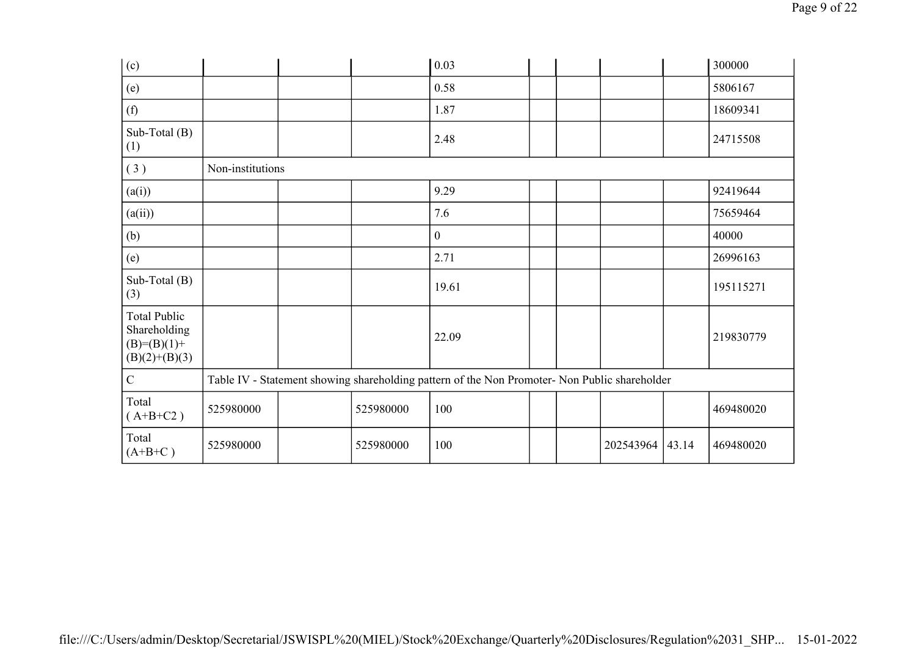| | | | | | | | | | |
|---|---|---|---|---|---|---|---|---|---|
| (c) | | | | 0.03 | | | | | 300000 |
| (e) | | | | 0.58 | | | | | 5806167 |
| (f) | | | | 1.87 | | | | | 18609341 |
| Sub-Total (B)(1) | | | | 2.48 | | | | | 24715508 |
| ( 3 ) | Non-institutions | | | | | | | | |
| (a(i)) | | | | 9.29 | | | | | 92419644 |
| (a(ii)) | | | | 7.6 | | | | | 75659464 |
| (b) | | | | 0 | | | | | 40000 |
| (e) | | | | 2.71 | | | | | 26996163 |
| Sub-Total (B)(3) | | | | 19.61 | | | | | 195115271 |
| Total Public Shareholding (B)=(B)(1)+(B)(2)+(B)(3) | | | | 22.09 | | | | | 219830779 |
| C | Table IV - Statement showing shareholding pattern of the Non Promoter- Non Public shareholder | | | | | | | | |
| Total ( A+B+C2 ) | 525980000 | | 525980000 | 100 | | | | | 469480020 |
| Total (A+B+C ) | 525980000 | | 525980000 | 100 | | | 202543964 | 43.14 | 469480020 |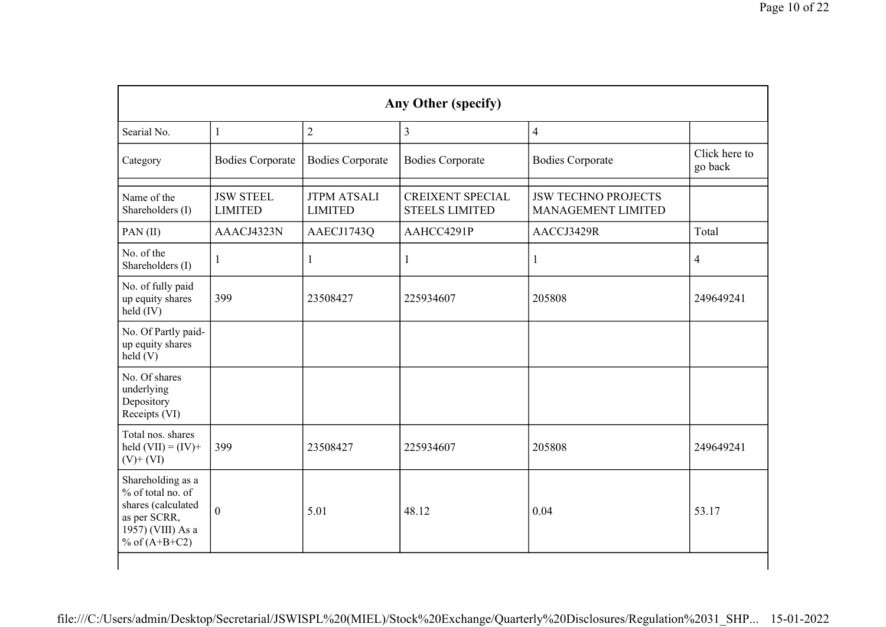| Any Other (specify) | | | | | |
|---|---|---|---|---|---|
| Searial No. | 1 | 2 | 3 | 4 | |
| Category | Bodies Corporate | Bodies Corporate | Bodies Corporate | Bodies Corporate | Click here to go back |
| | | | | | |
| Name of the Shareholders (I) | JSW STEEL LIMITED | JTPM ATSALI LIMITED | CREIXENT SPECIAL STEELS LIMITED | JSW TECHNO PROJECTS MANAGEMENT LIMITED | |
| PAN (II) | AAACJ4323N | AAECJ1743Q | AAHCC4291P | AACCJ3429R | Total |
| No. of the Shareholders (I) | 1 | 1 | 1 | 1 | 4 |
| No. of fully paid up equity shares held (IV) | 399 | 23508427 | 225934607 | 205808 | 249649241 |
| No. Of Partly paid-up equity shares held (V) | | | | | |
| No. Of shares underlying Depository Receipts (VI) | | | | | |
| Total nos. shares held (VII) = (IV)+ (V)+ (VI) | 399 | 23508427 | 225934607 | 205808 | 249649241 |
| Shareholding as a % of total no. of shares (calculated as per SCRR, 1957) (VIII) As a % of (A+B+C2) | 0 | 5.01 | 48.12 | 0.04 | 53.17 |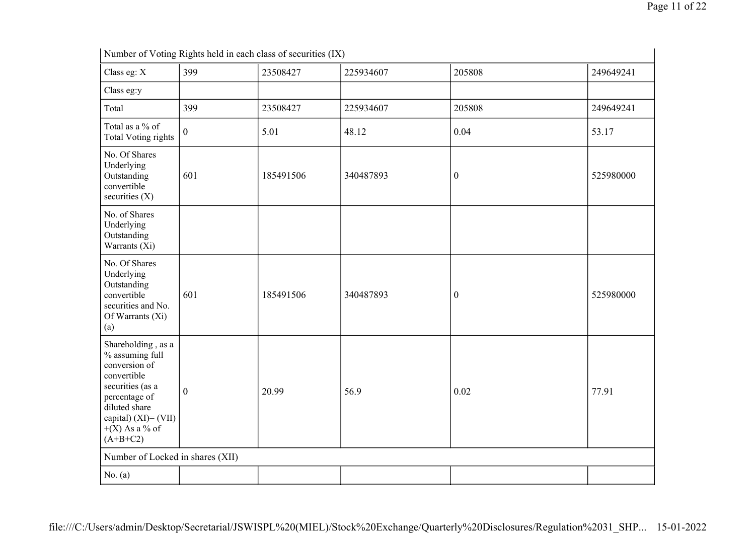| Number of Voting Rights held in each class of securities (IX) | | | | | |
|---|---|---|---|---|---|
| Class eg: X | 399 | 23508427 | 225934607 | 205808 | 249649241 |
| Class eg:y | | | | | |
| Total | 399 | 23508427 | 225934607 | 205808 | 249649241 |
| Total as a % of Total Voting rights | 0 | 5.01 | 48.12 | 0.04 | 53.17 |
| No. Of Shares Underlying Outstanding convertible securities (X) | 601 | 185491506 | 340487893 | 0 | 525980000 |
| No. of Shares Underlying Outstanding Warrants (Xi) | | | | | |
| No. Of Shares Underlying Outstanding convertible securities and No. Of Warrants (Xi) (a) | 601 | 185491506 | 340487893 | 0 | 525980000 |
| Shareholding , as a % assuming full conversion of convertible securities (as a percentage of diluted share capital) (XI)= (VII)+(X) As a % of (A+B+C2) | 0 | 20.99 | 56.9 | 0.02 | 77.91 |
| Number of Locked in shares (XII) | | | | | |
| No. (a) | | | | | |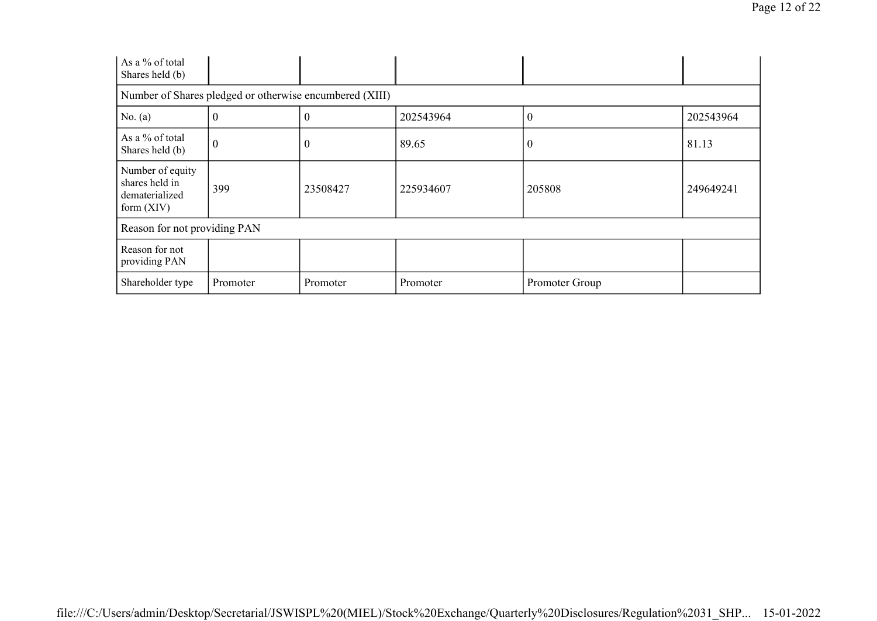| | | | | | |
|---|---|---|---|---|---|
| As a % of total Shares held (b) | | | | | |
| Number of Shares pledged or otherwise encumbered (XIII) | | | | | |
| No. (a) | 0 | 0 | 202543964 | 0 | 202543964 |
| As a % of total Shares held (b) | 0 | 0 | 89.65 | 0 | 81.13 |
| Number of equity shares held in dematerialized form (XIV) | 399 | 23508427 | 225934607 | 205808 | 249649241 |
| Reason for not providing PAN | | | | | |
| Reason for not providing PAN | | | | | |
| Shareholder type | Promoter | Promoter | Promoter | Promoter Group | |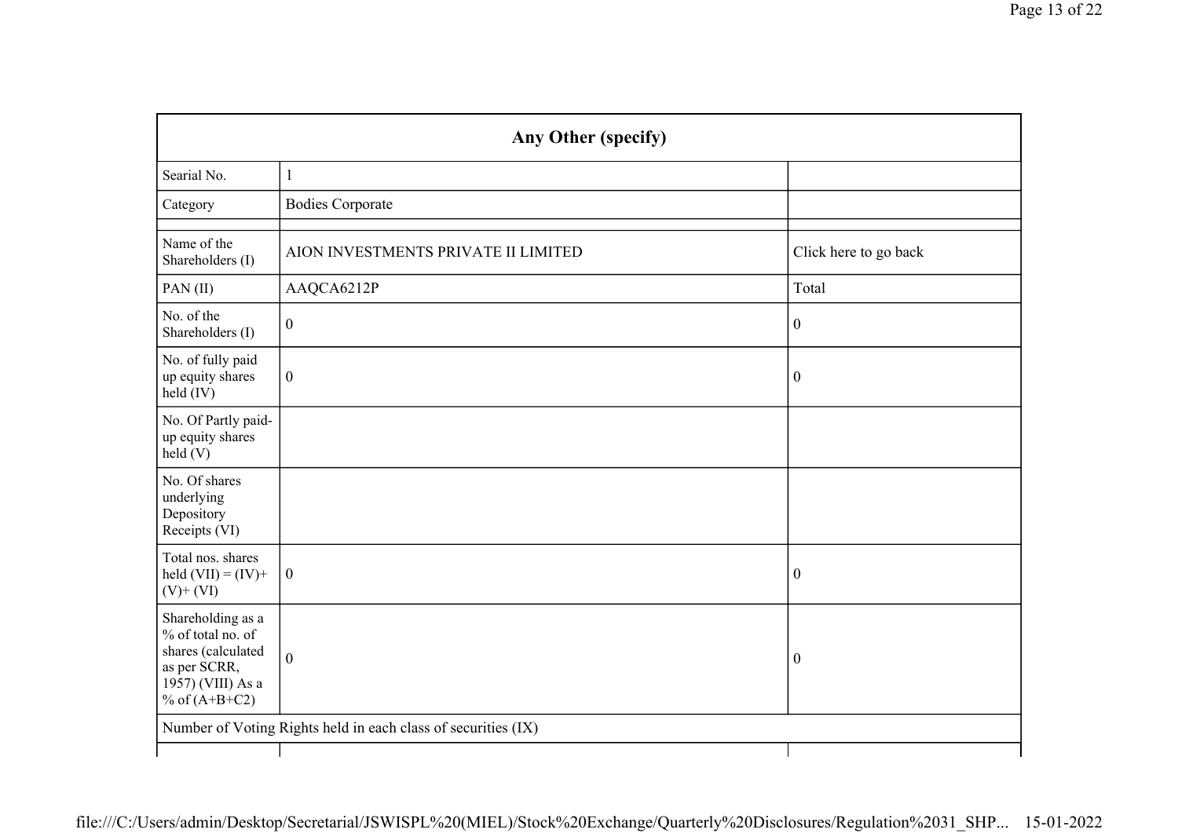| Any Other (specify) | | |
|---|---|---|
| Searial No. | 1 | |
| Category | Bodies Corporate | |
| | | |
| Name of the Shareholders (I) | AION INVESTMENTS PRIVATE II LIMITED | Click here to go back |
| PAN (II) | AAQCA6212P | Total |
| No. of the Shareholders (I) | 0 | 0 |
| No. of fully paid up equity shares held (IV) | 0 | 0 |
| No. Of Partly paid-up equity shares held (V) | | |
| No. Of shares underlying Depository Receipts (VI) | | |
| Total nos. shares held (VII) = (IV)+ (V)+ (VI) | 0 | 0 |
| Shareholding as a % of total no. of shares (calculated as per SCRR, 1957) (VIII) As a % of (A+B+C2) | 0 | 0 |
| Number of Voting Rights held in each class of securities (IX) | | |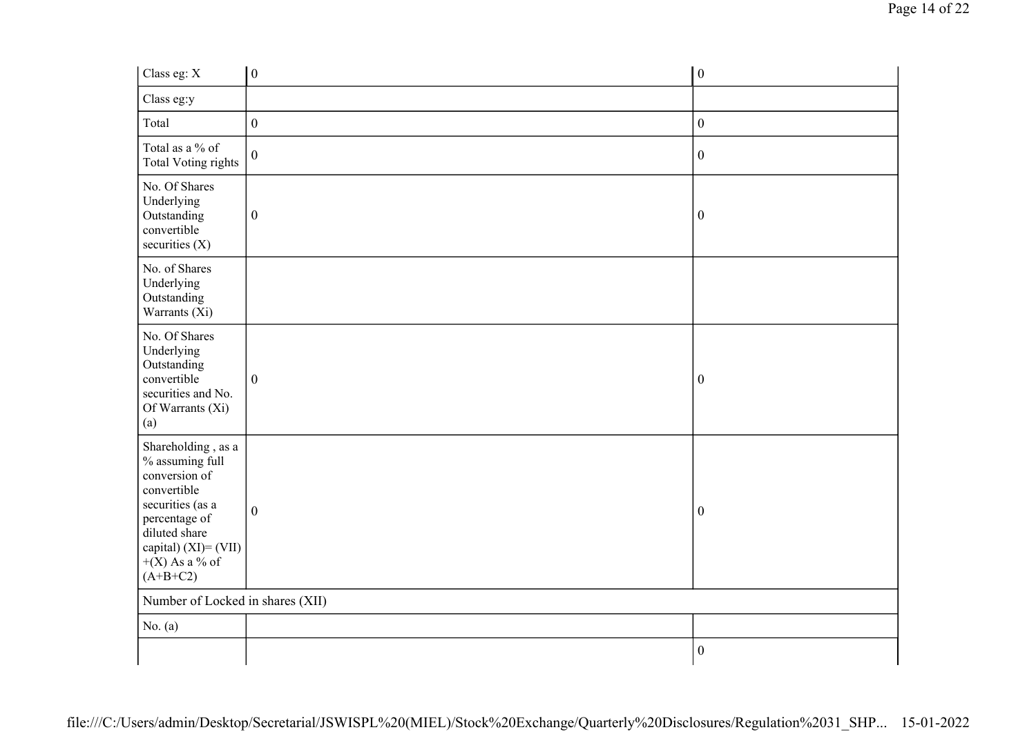| | | |
|---|---|---|
| Class eg: X | 0 | 0 |
| Class eg:y | | |
| Total | 0 | 0 |
| Total as a % of Total Voting rights | 0 | 0 |
| No. Of Shares Underlying Outstanding convertible securities (X) | 0 | 0 |
| No. of Shares Underlying Outstanding Warrants (Xi) | | |
| No. Of Shares Underlying Outstanding convertible securities and No. Of Warrants (Xi) (a) | 0 | 0 |
| Shareholding , as a % assuming full conversion of convertible securities (as a percentage of diluted share capital) (XI)= (VII)+(X) As a % of (A+B+C2) | 0 | 0 |
| Number of Locked in shares (XII) | | |
| No. (a) | | |
| | | 0 |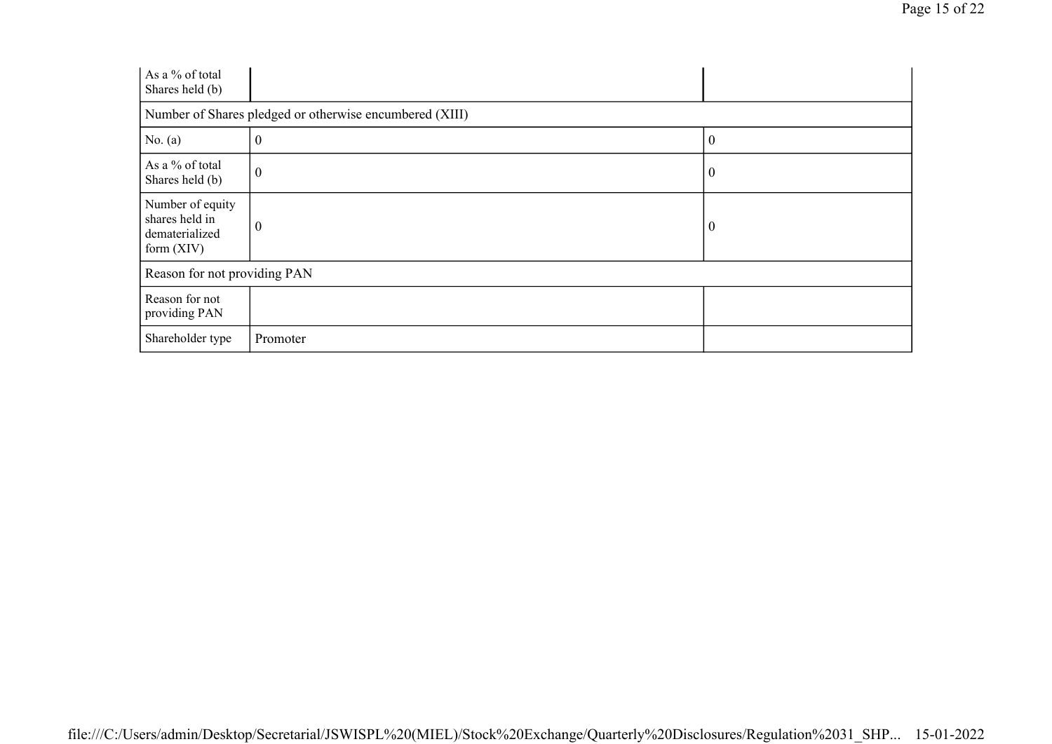| | | |
|---|---|---|
| As a % of total Shares held (b) | | |
| Number of Shares pledged or otherwise encumbered (XIII) | | |
| No. (a) | 0 | 0 |
| As a % of total Shares held (b) | 0 | 0 |
| Number of equity shares held in dematerialized form (XIV) | 0 | 0 |
| Reason for not providing PAN | | |
| Reason for not providing PAN | | |
| Shareholder type | Promoter | |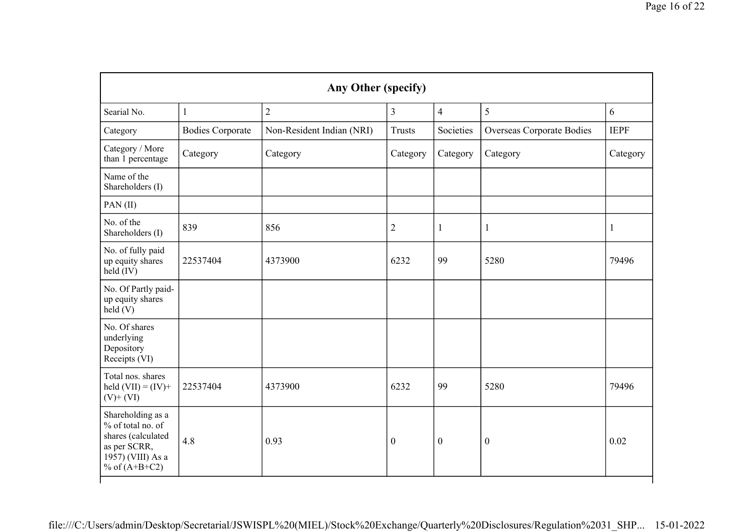| Any Other (specify) | | | | | | |
|---|---|---|---|---|---|---|
| Searial No. | 1 | 2 | 3 | 4 | 5 | 6 |
| Category | Bodies Corporate | Non-Resident Indian (NRI) | Trusts | Societies | Overseas Corporate Bodies | IEPF |
| Category / More than 1 percentage | Category | Category | Category | Category | Category | Category |
| Name of the Shareholders (I) | | | | | | |
| PAN (II) | | | | | | |
| No. of the Shareholders (I) | 839 | 856 | 2 | 1 | 1 | 1 |
| No. of fully paid up equity shares held (IV) | 22537404 | 4373900 | 6232 | 99 | 5280 | 79496 |
| No. Of Partly paid-up equity shares held (V) | | | | | | |
| No. Of shares underlying Depository Receipts (VI) | | | | | | |
| Total nos. shares held (VII) = (IV)+ (V)+ (VI) | 22537404 | 4373900 | 6232 | 99 | 5280 | 79496 |
| Shareholding as a % of total no. of shares (calculated as per SCRR, 1957) (VIII) As a % of (A+B+C2) | 4.8 | 0.93 | 0 | 0 | 0 | 0.02 |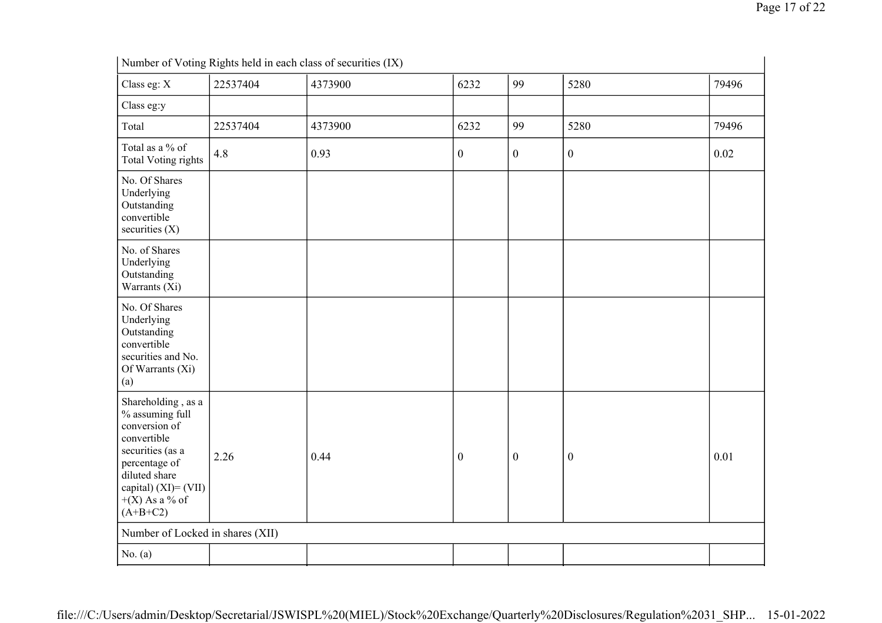| Number of Voting Rights held in each class of securities (IX) | | | | | | |
|---|---|---|---|---|---|---|
| Class eg: X | 22537404 | 4373900 | 6232 | 99 | 5280 | 79496 |
| Class eg:y | | | | | | |
| Total | 22537404 | 4373900 | 6232 | 99 | 5280 | 79496 |
| Total as a % of Total Voting rights | 4.8 | 0.93 | 0 | 0 | 0 | 0.02 |
| No. Of Shares Underlying Outstanding convertible securities (X) | | | | | | |
| No. of Shares Underlying Outstanding Warrants (Xi) | | | | | | |
| No. Of Shares Underlying Outstanding convertible securities and No. Of Warrants (Xi) (a) | | | | | | |
| Shareholding , as a % assuming full conversion of convertible securities (as a percentage of diluted share capital) (XI)= (VII)+(X) As a % of (A+B+C2) | 2.26 | 0.44 | 0 | 0 | 0 | 0.01 |
| Number of Locked in shares (XII) | | | | | | |
| No. (a) | | | | | | |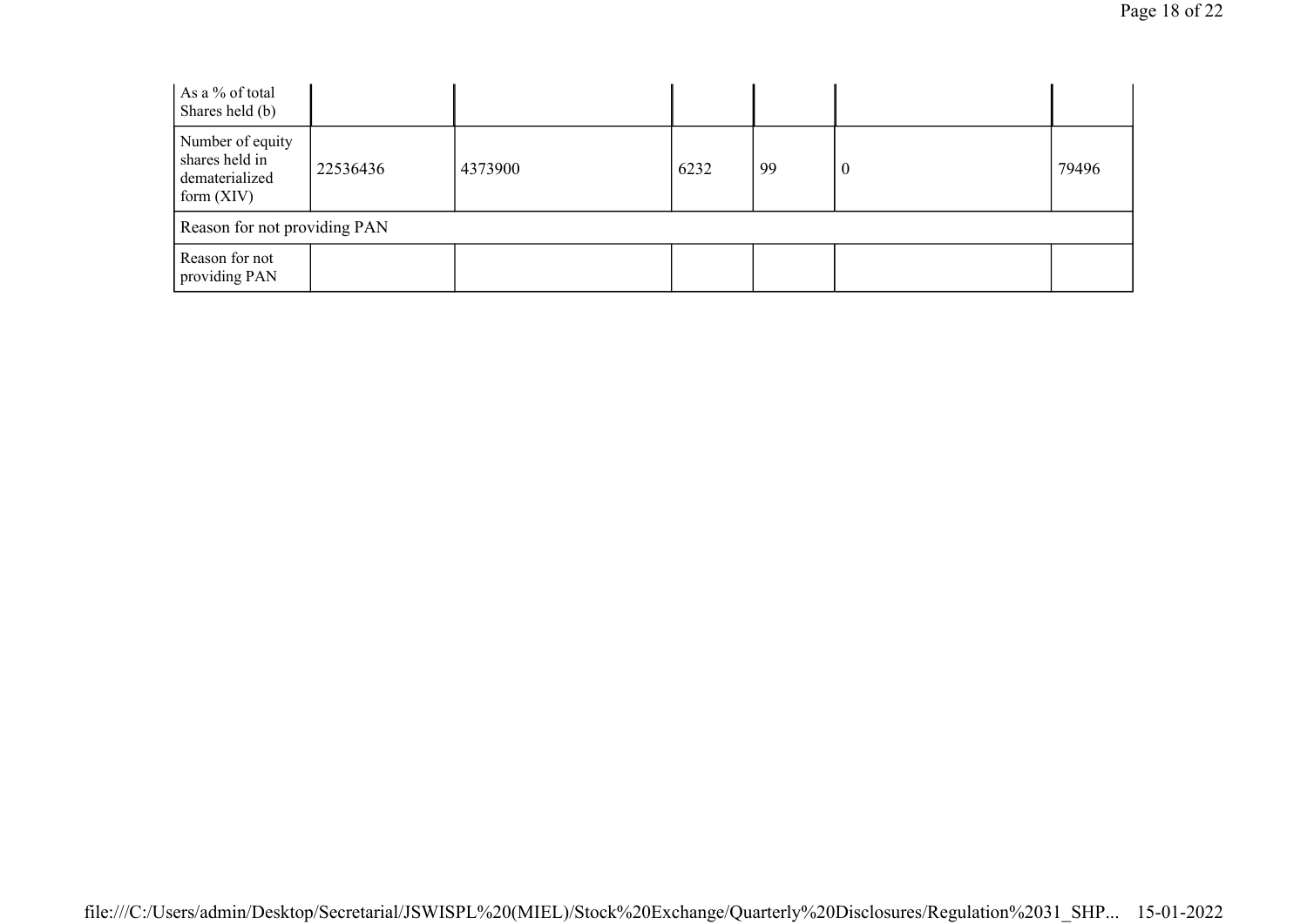| As a % of total Shares held (b) | | | | | | |
|---|---|---|---|---|---|---|
| Number of equity shares held in dematerialized form (XIV) | 22536436 | 4373900 | 6232 | 99 | 0 | 79496 |
| Reason for not providing PAN | | | | | | |
| Reason for not providing PAN | | | | | | |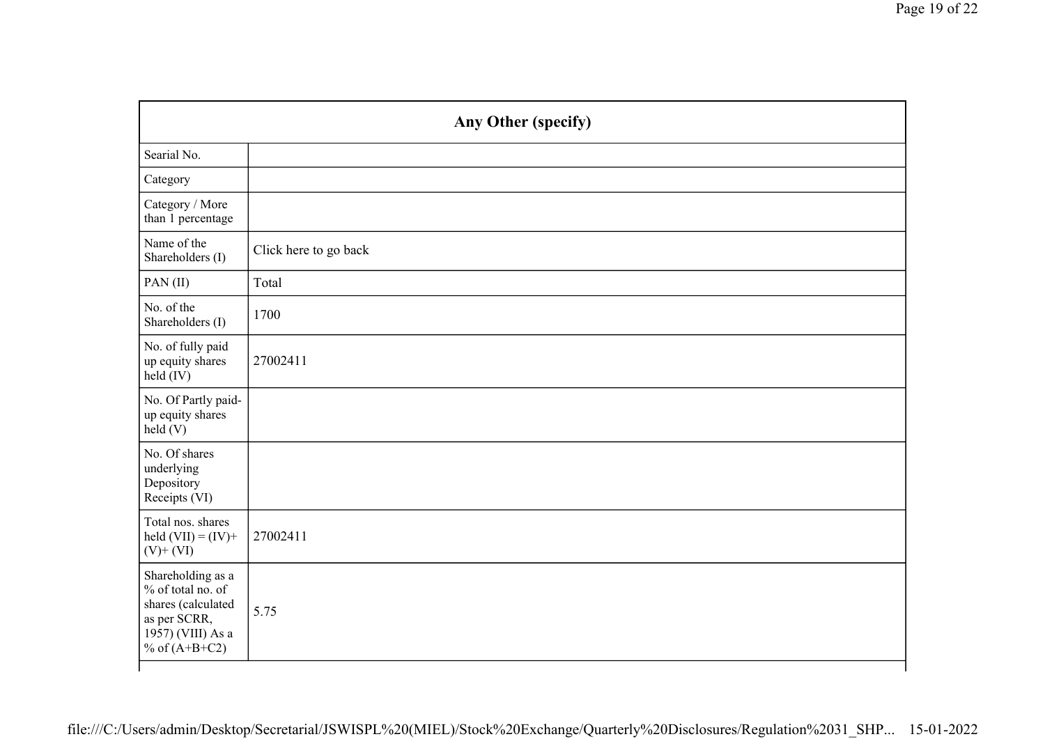| Any Other (specify) | |
|---|---|
| Searial No. | |
| Category | |
| Category / More than 1 percentage | |
| Name of the Shareholders (I) | Click here to go back |
| PAN (II) | Total |
| No. of the Shareholders (I) | 1700 |
| No. of fully paid up equity shares held (IV) | 27002411 |
| No. Of Partly paid-up equity shares held (V) | |
| No. Of shares underlying Depository Receipts (VI) | |
| Total nos. shares held (VII) = (IV)+ (V)+ (VI) | 27002411 |
| Shareholding as a % of total no. of shares (calculated as per SCRR, 1957) (VIII) As a % of (A+B+C2) | 5.75 |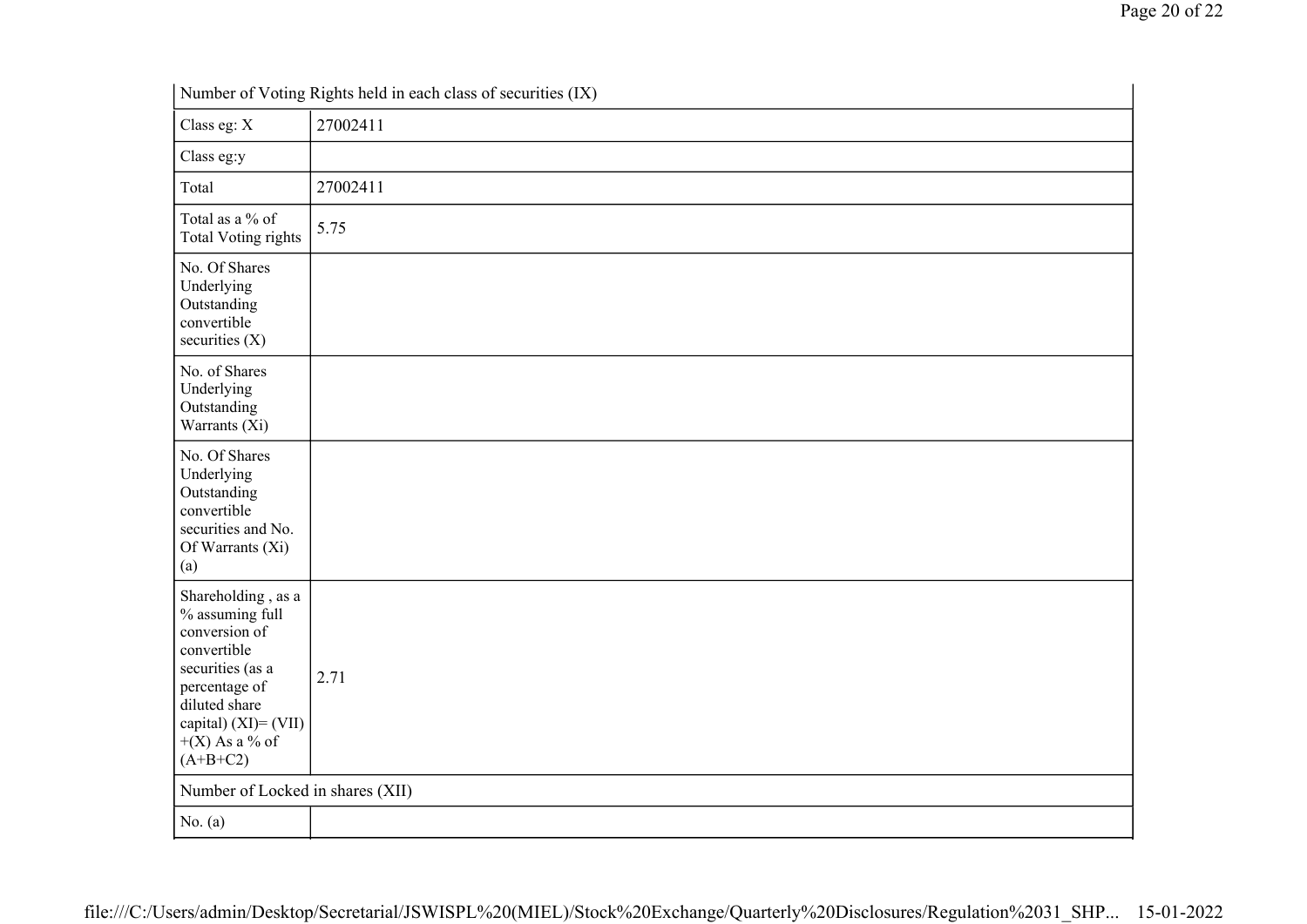| Number of Voting Rights held in each class of securities (IX) | |
|---|---|
| Class eg: X | 27002411 |
| Class eg:y | |
| Total | 27002411 |
| Total as a % of Total Voting rights | 5.75 |
| No. Of Shares Underlying Outstanding convertible securities (X) | |
| No. of Shares Underlying Outstanding Warrants (Xi) | |
| No. Of Shares Underlying Outstanding convertible securities and No. Of Warrants (Xi) (a) | |
| Shareholding , as a % assuming full conversion of convertible securities (as a percentage of diluted share capital) (XI)= (VII) +(X) As a % of (A+B+C2) | 2.71 |
| Number of Locked in shares (XII) | |
| No. (a) | |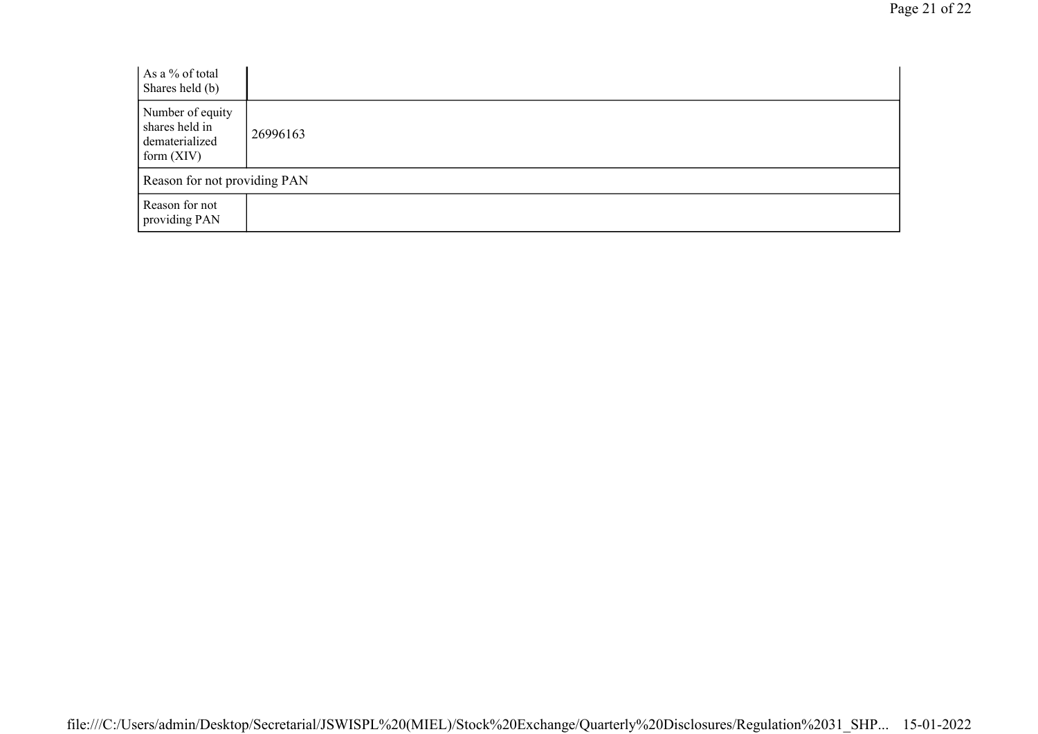| As a % of total Shares held (b) | |
|---|---|
| Number of equity shares held in dematerialized form (XIV) | 26996163 |
| Reason for not providing PAN | |
| Reason for not providing PAN | |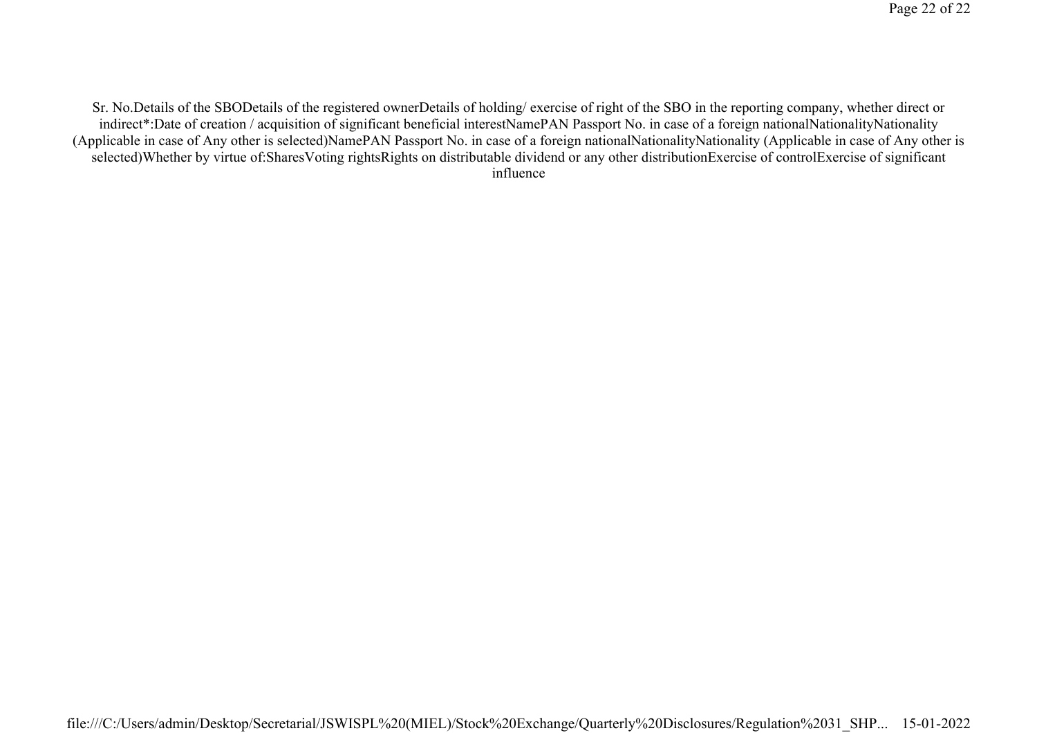Sr. No.Details of the SBODetails of the registered ownerDetails of holding/ exercise of right of the SBO in the reporting company, whether direct or indirect*:Date of creation / acquisition of significant beneficial interestNamePAN Passport No. in case of a foreign nationalNationalityNationality (Applicable in case of Any other is selected)NamePAN Passport No. in case of a foreign nationalNationalityNationality (Applicable in case of Any other is selected)Whether by virtue of:SharesVoting rightsRights on distributable dividend or any other distributionExercise of controlExercise of significant influence